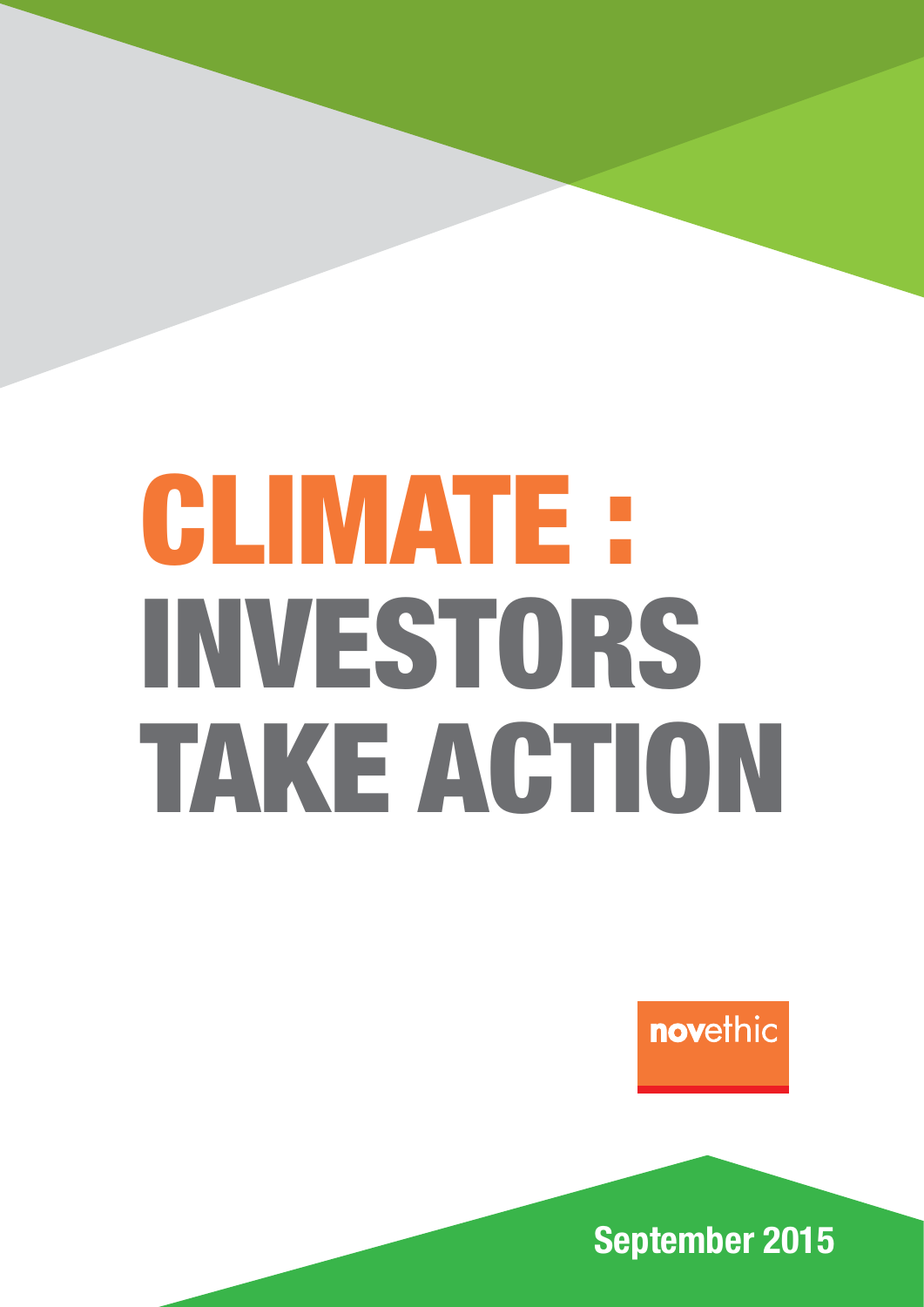# CLIMATE : INVESTORS TAKE ACTION

novethic

September 2015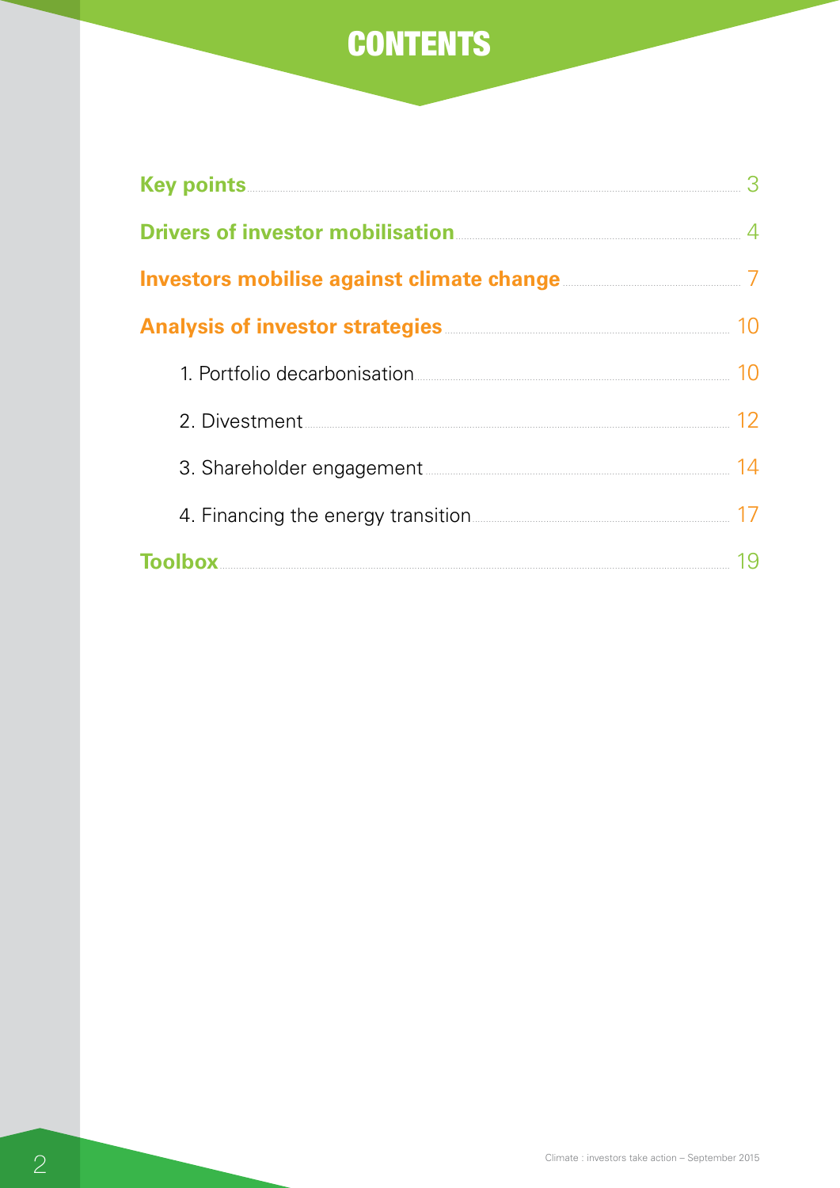# CONTENTS

| | |
|---|---|
| **Key points** | 3 |
| **Drivers of investor mobilisation** | 4 |
| **Investors mobilise against climate change** | 7 |
| **Analysis of investor strategies** | 10 |
| 1. Portfolio decarbonisation | 10 |
| 2. Divestment | 12 |
| 3. Shareholder engagement | 14 |
| 4. Financing the energy transition | 17 |
| **Toolbox** | 19 |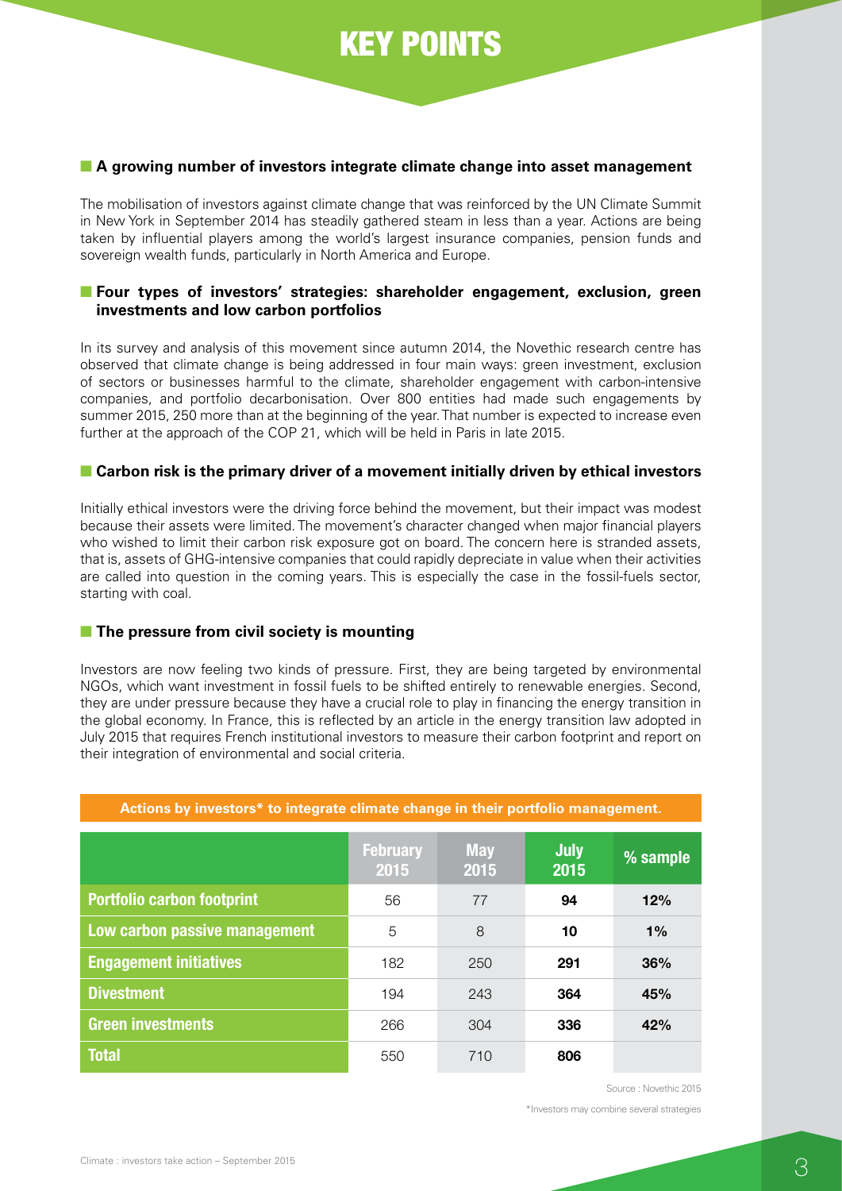# KEY POINTS

## A growing number of investors integrate climate change into asset management

The mobilisation of investors against climate change that was reinforced by the UN Climate Summit in New York in September 2014 has steadily gathered steam in less than a year. Actions are being taken by influential players among the world's largest insurance companies, pension funds and sovereign wealth funds, particularly in North America and Europe.

## Four types of investors' strategies: shareholder engagement, exclusion, green investments and low carbon portfolios

In its survey and analysis of this movement since autumn 2014, the Novethic research centre has observed that climate change is being addressed in four main ways: green investment, exclusion of sectors or businesses harmful to the climate, shareholder engagement with carbon-intensive companies, and portfolio decarbonisation. Over 800 entities had made such engagements by summer 2015, 250 more than at the beginning of the year. That number is expected to increase even further at the approach of the COP 21, which will be held in Paris in late 2015.

## Carbon risk is the primary driver of a movement initially driven by ethical investors

Initially ethical investors were the driving force behind the movement, but their impact was modest because their assets were limited. The movement's character changed when major financial players who wished to limit their carbon risk exposure got on board. The concern here is stranded assets, that is, assets of GHG-intensive companies that could rapidly depreciate in value when their activities are called into question in the coming years. This is especially the case in the fossil-fuels sector, starting with coal.

## The pressure from civil society is mounting

Investors are now feeling two kinds of pressure. First, they are being targeted by environmental NGOs, which want investment in fossil fuels to be shifted entirely to renewable energies. Second, they are under pressure because they have a crucial role to play in financing the energy transition in the global economy. In France, this is reflected by an article in the energy transition law adopted in July 2015 that requires French institutional investors to measure their carbon footprint and report on their integration of environmental and social criteria.

**Actions by investors* to integrate climate change in their portfolio management.**

| | February 2015 | May 2015 | July 2015 | % sample |
|---|---|---|---|---|
| Portfolio carbon footprint | 56 | 77 | **94** | **12%** |
| Low carbon passive management | 5 | 8 | **10** | **1%** |
| Engagement initiatives | 182 | 250 | **291** | **36%** |
| Divestment | 194 | 243 | **364** | **45%** |
| Green investments | 266 | 304 | **336** | **42%** |
| Total | 550 | 710 | **806** | |

Source : Novethic 2015

*Investors may combine several strategies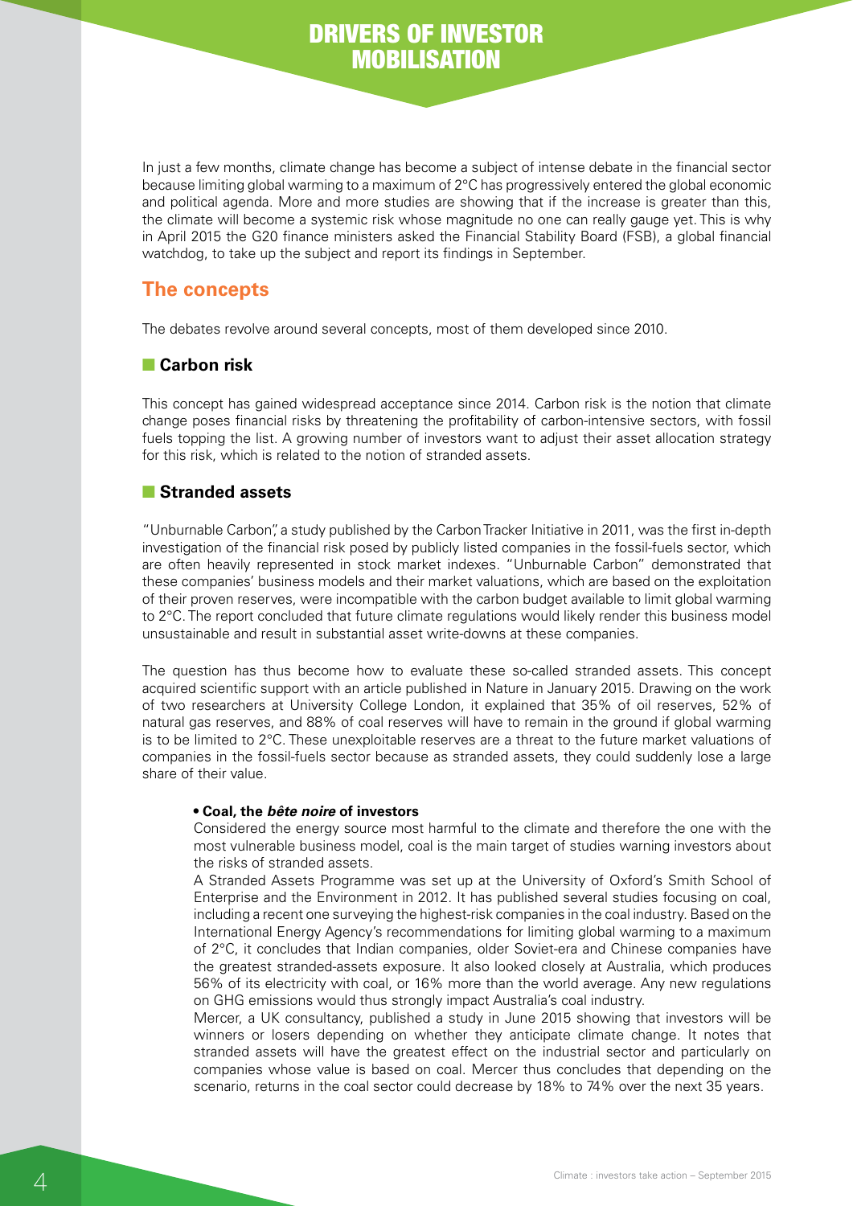# DRIVERS OF INVESTOR MOBILISATION

In just a few months, climate change has become a subject of intense debate in the financial sector because limiting global warming to a maximum of 2°C has progressively entered the global economic and political agenda. More and more studies are showing that if the increase is greater than this, the climate will become a systemic risk whose magnitude no one can really gauge yet. This is why in April 2015 the G20 finance ministers asked the Financial Stability Board (FSB), a global financial watchdog, to take up the subject and report its findings in September.

## The concepts

The debates revolve around several concepts, most of them developed since 2010.

### Carbon risk

This concept has gained widespread acceptance since 2014. Carbon risk is the notion that climate change poses financial risks by threatening the profitability of carbon-intensive sectors, with fossil fuels topping the list. A growing number of investors want to adjust their asset allocation strategy for this risk, which is related to the notion of stranded assets.

### Stranded assets

"Unburnable Carbon", a study published by the Carbon Tracker Initiative in 2011, was the first in-depth investigation of the financial risk posed by publicly listed companies in the fossil-fuels sector, which are often heavily represented in stock market indexes. "Unburnable Carbon" demonstrated that these companies' business models and their market valuations, which are based on the exploitation of their proven reserves, were incompatible with the carbon budget available to limit global warming to 2°C. The report concluded that future climate regulations would likely render this business model unsustainable and result in substantial asset write-downs at these companies.

The question has thus become how to evaluate these so-called stranded assets. This concept acquired scientific support with an article published in Nature in January 2015. Drawing on the work of two researchers at University College London, it explained that 35% of oil reserves, 52% of natural gas reserves, and 88% of coal reserves will have to remain in the ground if global warming is to be limited to 2°C. These unexploitable reserves are a threat to the future market valuations of companies in the fossil-fuels sector because as stranded assets, they could suddenly lose a large share of their value.

- **Coal, the *bête noire* of investors**

  Considered the energy source most harmful to the climate and therefore the one with the most vulnerable business model, coal is the main target of studies warning investors about the risks of stranded assets.

  A Stranded Assets Programme was set up at the University of Oxford's Smith School of Enterprise and the Environment in 2012. It has published several studies focusing on coal, including a recent one surveying the highest-risk companies in the coal industry. Based on the International Energy Agency's recommendations for limiting global warming to a maximum of 2°C, it concludes that Indian companies, older Soviet-era and Chinese companies have the greatest stranded-assets exposure. It also looked closely at Australia, which produces 56% of its electricity with coal, or 16% more than the world average. Any new regulations on GHG emissions would thus strongly impact Australia's coal industry.

  Mercer, a UK consultancy, published a study in June 2015 showing that investors will be winners or losers depending on whether they anticipate climate change. It notes that stranded assets will have the greatest effect on the industrial sector and particularly on companies whose value is based on coal. Mercer thus concludes that depending on the scenario, returns in the coal sector could decrease by 18% to 74% over the next 35 years.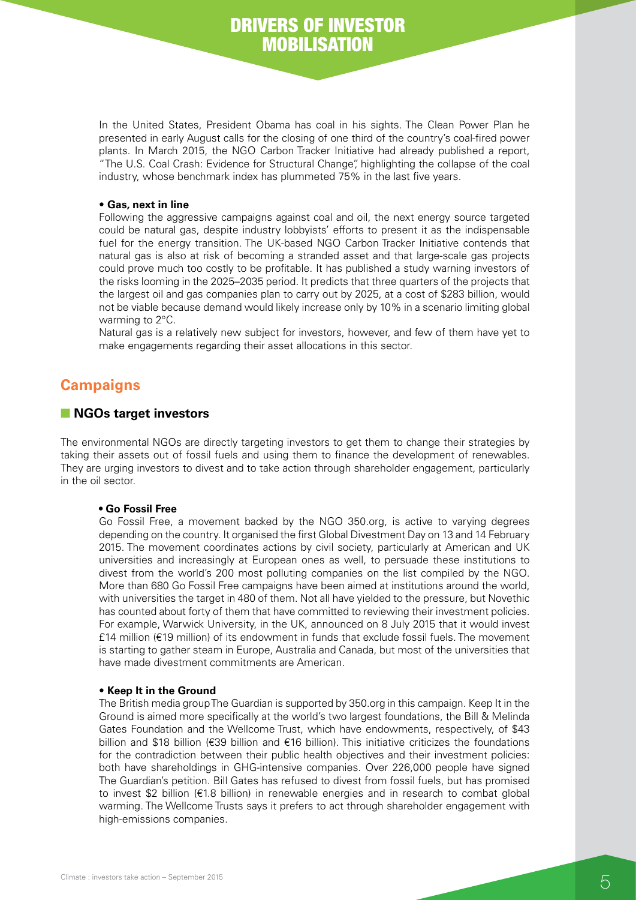# DRIVERS OF INVESTOR MOBILISATION

In the United States, President Obama has coal in his sights. The Clean Power Plan he presented in early August calls for the closing of one third of the country's coal-fired power plants. In March 2015, the NGO Carbon Tracker Initiative had already published a report, "The U.S. Coal Crash: Evidence for Structural Change", highlighting the collapse of the coal industry, whose benchmark index has plummeted 75% in the last five years.

**• Gas, next in line**

Following the aggressive campaigns against coal and oil, the next energy source targeted could be natural gas, despite industry lobbyists' efforts to present it as the indispensable fuel for the energy transition. The UK-based NGO Carbon Tracker Initiative contends that natural gas is also at risk of becoming a stranded asset and that large-scale gas projects could prove much too costly to be profitable. It has published a study warning investors of the risks looming in the 2025–2035 period. It predicts that three quarters of the projects that the largest oil and gas companies plan to carry out by 2025, at a cost of $283 billion, would not be viable because demand would likely increase only by 10% in a scenario limiting global warming to 2°C.

Natural gas is a relatively new subject for investors, however, and few of them have yet to make engagements regarding their asset allocations in this sector.

## Campaigns

### NGOs target investors

The environmental NGOs are directly targeting investors to get them to change their strategies by taking their assets out of fossil fuels and using them to finance the development of renewables. They are urging investors to divest and to take action through shareholder engagement, particularly in the oil sector.

**• Go Fossil Free**

Go Fossil Free, a movement backed by the NGO 350.org, is active to varying degrees depending on the country. It organised the first Global Divestment Day on 13 and 14 February 2015. The movement coordinates actions by civil society, particularly at American and UK universities and increasingly at European ones as well, to persuade these institutions to divest from the world's 200 most polluting companies on the list compiled by the NGO. More than 680 Go Fossil Free campaigns have been aimed at institutions around the world, with universities the target in 480 of them. Not all have yielded to the pressure, but Novethic has counted about forty of them that have committed to reviewing their investment policies. For example, Warwick University, in the UK, announced on 8 July 2015 that it would invest £14 million (€19 million) of its endowment in funds that exclude fossil fuels. The movement is starting to gather steam in Europe, Australia and Canada, but most of the universities that have made divestment commitments are American.

**• Keep It in the Ground**

The British media group The Guardian is supported by 350.org in this campaign. Keep It in the Ground is aimed more specifically at the world's two largest foundations, the Bill & Melinda Gates Foundation and the Wellcome Trust, which have endowments, respectively, of $43 billion and $18 billion (€39 billion and €16 billion). This initiative criticizes the foundations for the contradiction between their public health objectives and their investment policies: both have shareholdings in GHG-intensive companies. Over 226,000 people have signed The Guardian's petition. Bill Gates has refused to divest from fossil fuels, but has promised to invest $2 billion (€1.8 billion) in renewable energies and in research to combat global warming. The Wellcome Trusts says it prefers to act through shareholder engagement with high-emissions companies.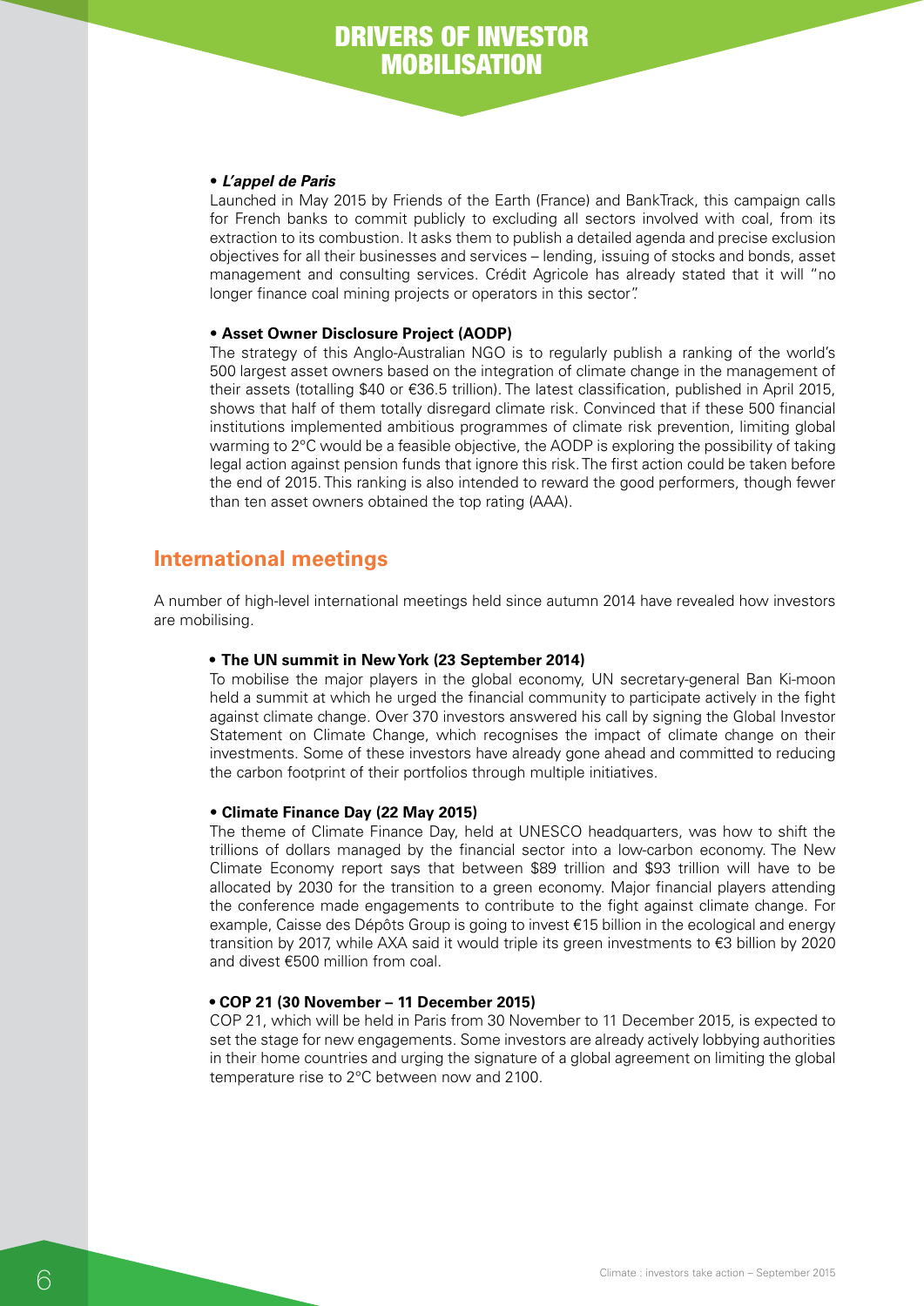# DRIVERS OF INVESTOR MOBILISATION

- ***L'appel de Paris***

Launched in May 2015 by Friends of the Earth (France) and BankTrack, this campaign calls for French banks to commit publicly to excluding all sectors involved with coal, from its extraction to its combustion. It asks them to publish a detailed agenda and precise exclusion objectives for all their businesses and services – lending, issuing of stocks and bonds, asset management and consulting services. Crédit Agricole has already stated that it will "no longer finance coal mining projects or operators in this sector".

- **Asset Owner Disclosure Project (AODP)**

The strategy of this Anglo-Australian NGO is to regularly publish a ranking of the world's 500 largest asset owners based on the integration of climate change in the management of their assets (totalling $40 or €36.5 trillion). The latest classification, published in April 2015, shows that half of them totally disregard climate risk. Convinced that if these 500 financial institutions implemented ambitious programmes of climate risk prevention, limiting global warming to 2°C would be a feasible objective, the AODP is exploring the possibility of taking legal action against pension funds that ignore this risk. The first action could be taken before the end of 2015. This ranking is also intended to reward the good performers, though fewer than ten asset owners obtained the top rating (AAA).

## International meetings

A number of high-level international meetings held since autumn 2014 have revealed how investors are mobilising.

- **The UN summit in New York (23 September 2014)**

To mobilise the major players in the global economy, UN secretary-general Ban Ki-moon held a summit at which he urged the financial community to participate actively in the fight against climate change. Over 370 investors answered his call by signing the Global Investor Statement on Climate Change, which recognises the impact of climate change on their investments. Some of these investors have already gone ahead and committed to reducing the carbon footprint of their portfolios through multiple initiatives.

- **Climate Finance Day (22 May 2015)**

The theme of Climate Finance Day, held at UNESCO headquarters, was how to shift the trillions of dollars managed by the financial sector into a low-carbon economy. The New Climate Economy report says that between $89 trillion and $93 trillion will have to be allocated by 2030 for the transition to a green economy. Major financial players attending the conference made engagements to contribute to the fight against climate change. For example, Caisse des Dépôts Group is going to invest €15 billion in the ecological and energy transition by 2017, while AXA said it would triple its green investments to €3 billion by 2020 and divest €500 million from coal.

- **COP 21 (30 November – 11 December 2015)**

COP 21, which will be held in Paris from 30 November to 11 December 2015, is expected to set the stage for new engagements. Some investors are already actively lobbying authorities in their home countries and urging the signature of a global agreement on limiting the global temperature rise to 2°C between now and 2100.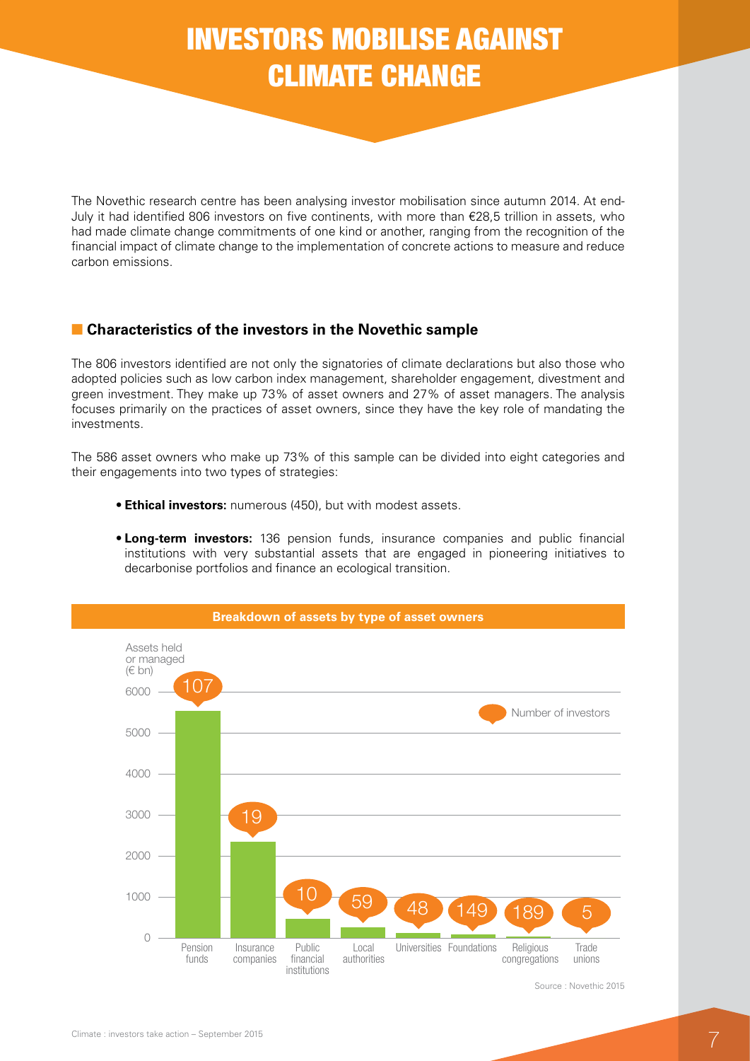# INVESTORS MOBILISE AGAINST CLIMATE CHANGE

The Novethic research centre has been analysing investor mobilisation since autumn 2014. At end-July it had identified 806 investors on five continents, with more than €28,5 trillion in assets, who had made climate change commitments of one kind or another, ranging from the recognition of the financial impact of climate change to the implementation of concrete actions to measure and reduce carbon emissions.

## Characteristics of the investors in the Novethic sample

The 806 investors identified are not only the signatories of climate declarations but also those who adopted policies such as low carbon index management, shareholder engagement, divestment and green investment. They make up 73% of asset owners and 27% of asset managers. The analysis focuses primarily on the practices of asset owners, since they have the key role of mandating the investments.

The 586 asset owners who make up 73% of this sample can be divided into eight categories and their engagements into two types of strategies:

- **Ethical investors:** numerous (450), but with modest assets.
- **Long-term investors:** 136 pension funds, insurance companies and public financial institutions with very substantial assets that are engaged in pioneering initiatives to decarbonise portfolios and finance an ecological transition.

**Breakdown of assets by type of asset owners**

Assets held or managed (€ bn)

| Type of asset owner | Number of investors |
|---|---|
| Pension funds | 107 |
| Insurance companies | 19 |
| Public financial institutions | 10 |
| Local authorities | 59 |
| Universities | 48 |
| Foundations | 149 |
| Religious congregations | 189 |
| Trade unions | 5 |

Source : Novethic 2015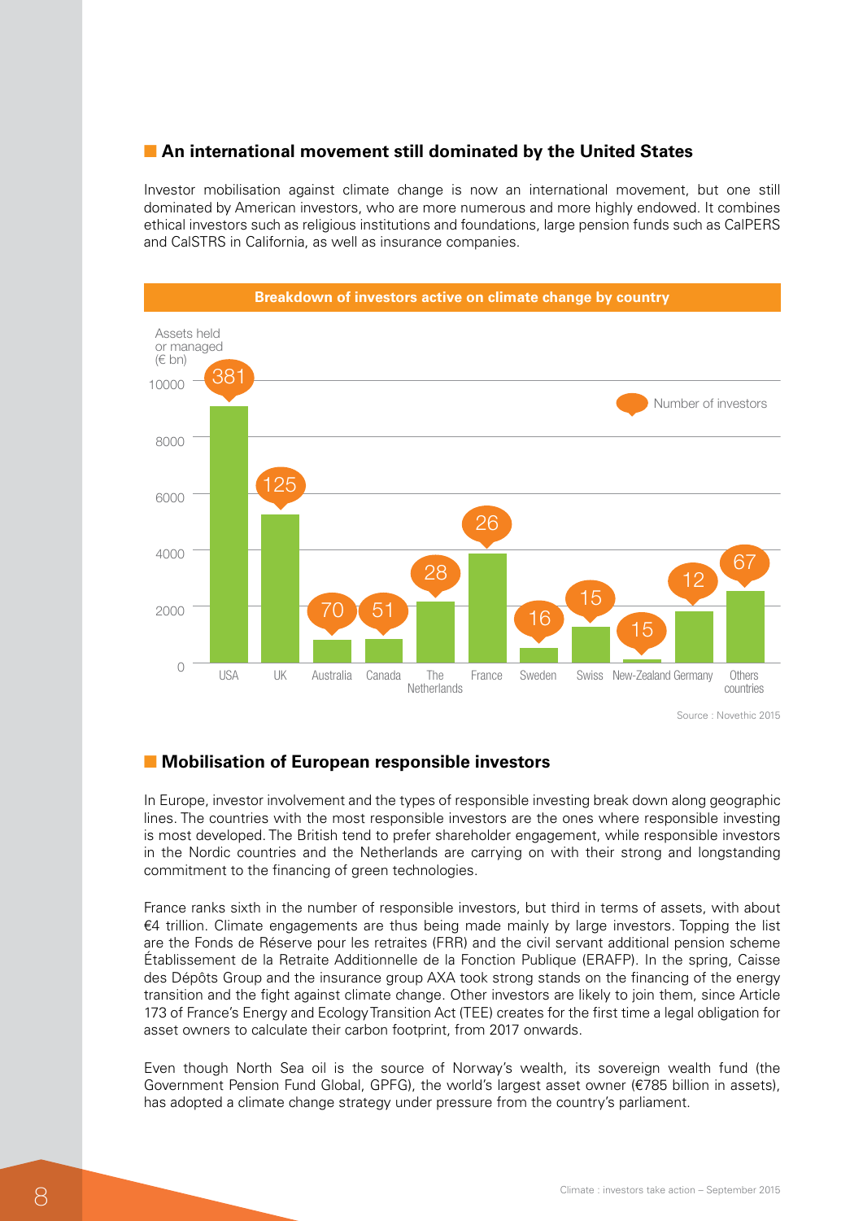## An international movement still dominated by the United States

Investor mobilisation against climate change is now an international movement, but one still dominated by American investors, who are more numerous and more highly endowed. It combines ethical investors such as religious institutions and foundations, large pension funds such as CalPERS and CalSTRS in California, as well as insurance companies.

**Breakdown of investors active on climate change by country**

| Country | Number of investors |
|---|---|
| USA | 381 |
| UK | 125 |
| Australia | 70 |
| Canada | 51 |
| The Netherlands | 28 |
| France | 26 |
| Sweden | 16 |
| Swiss | 15 |
| New-Zealand | 15 |
| Germany | 12 |
| Others countries | 67 |

Assets held or managed (€ bn)

Source : Novethic 2015

## Mobilisation of European responsible investors

In Europe, investor involvement and the types of responsible investing break down along geographic lines. The countries with the most responsible investors are the ones where responsible investing is most developed. The British tend to prefer shareholder engagement, while responsible investors in the Nordic countries and the Netherlands are carrying on with their strong and longstanding commitment to the financing of green technologies.

France ranks sixth in the number of responsible investors, but third in terms of assets, with about €4 trillion. Climate engagements are thus being made mainly by large investors. Topping the list are the Fonds de Réserve pour les retraites (FRR) and the civil servant additional pension scheme Établissement de la Retraite Additionnelle de la Fonction Publique (ERAFP). In the spring, Caisse des Dépôts Group and the insurance group AXA took strong stands on the financing of the energy transition and the fight against climate change. Other investors are likely to join them, since Article 173 of France's Energy and Ecology Transition Act (TEE) creates for the first time a legal obligation for asset owners to calculate their carbon footprint, from 2017 onwards.

Even though North Sea oil is the source of Norway's wealth, its sovereign wealth fund (the Government Pension Fund Global, GPFG), the world's largest asset owner (€785 billion in assets), has adopted a climate change strategy under pressure from the country's parliament.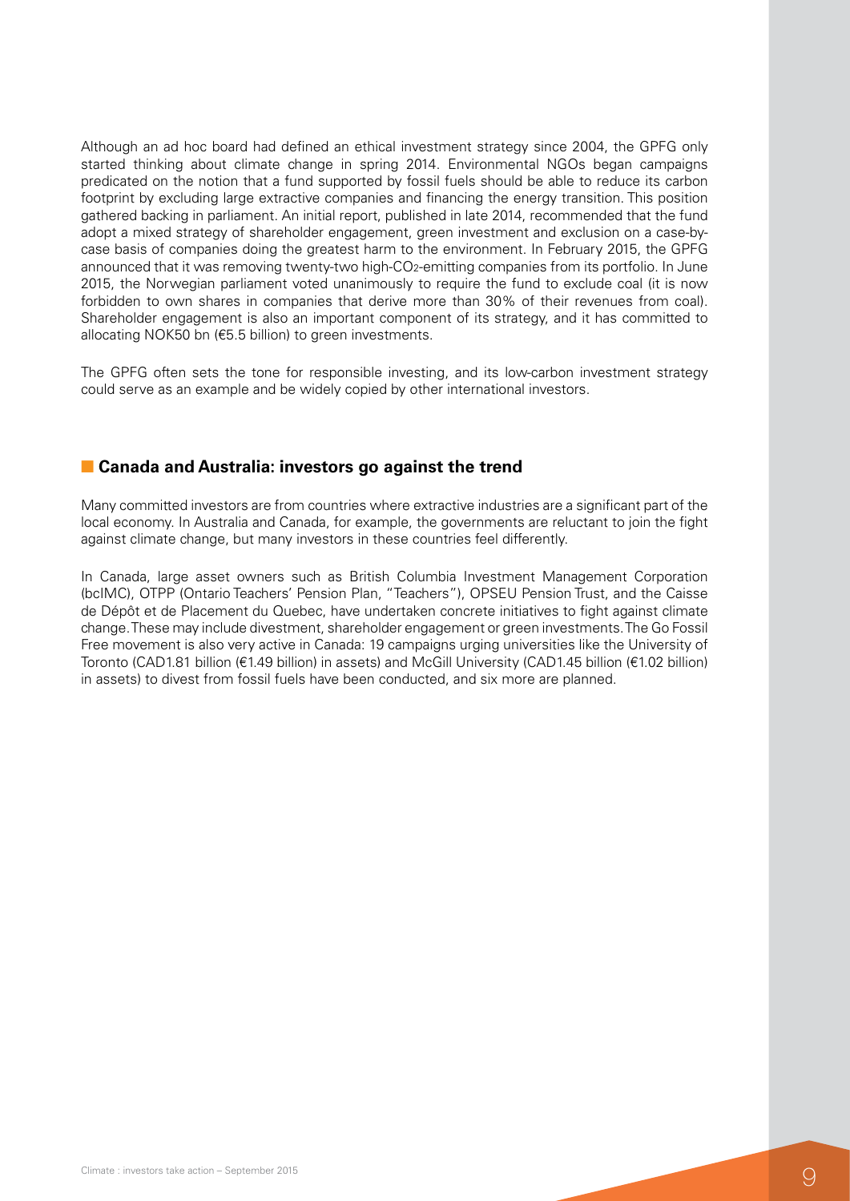Although an ad hoc board had defined an ethical investment strategy since 2004, the GPFG only started thinking about climate change in spring 2014. Environmental NGOs began campaigns predicated on the notion that a fund supported by fossil fuels should be able to reduce its carbon footprint by excluding large extractive companies and financing the energy transition. This position gathered backing in parliament. An initial report, published in late 2014, recommended that the fund adopt a mixed strategy of shareholder engagement, green investment and exclusion on a case-by-case basis of companies doing the greatest harm to the environment. In February 2015, the GPFG announced that it was removing twenty-two high-$CO_2$-emitting companies from its portfolio. In June 2015, the Norwegian parliament voted unanimously to require the fund to exclude coal (it is now forbidden to own shares in companies that derive more than 30% of their revenues from coal). Shareholder engagement is also an important component of its strategy, and it has committed to allocating NOK50 bn (€5.5 billion) to green investments.

The GPFG often sets the tone for responsible investing, and its low-carbon investment strategy could serve as an example and be widely copied by other international investors.

## Canada and Australia: investors go against the trend

Many committed investors are from countries where extractive industries are a significant part of the local economy. In Australia and Canada, for example, the governments are reluctant to join the fight against climate change, but many investors in these countries feel differently.

In Canada, large asset owners such as British Columbia Investment Management Corporation (bcIMC), OTPP (Ontario Teachers' Pension Plan, "Teachers"), OPSEU Pension Trust, and the Caisse de Dépôt et de Placement du Quebec, have undertaken concrete initiatives to fight against climate change. These may include divestment, shareholder engagement or green investments. The Go Fossil Free movement is also very active in Canada: 19 campaigns urging universities like the University of Toronto (CAD1.81 billion (€1.49 billion) in assets) and McGill University (CAD1.45 billion (€1.02 billion) in assets) to divest from fossil fuels have been conducted, and six more are planned.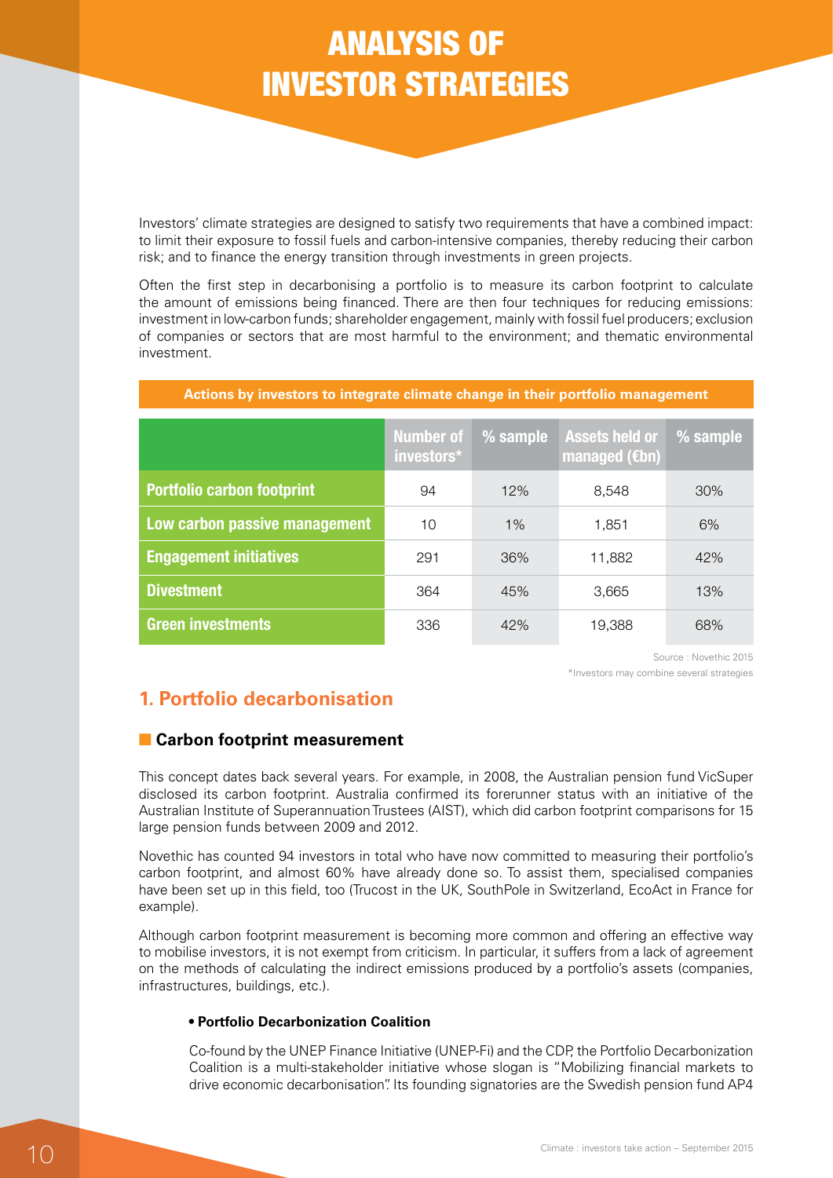# ANALYSIS OF INVESTOR STRATEGIES

Investors' climate strategies are designed to satisfy two requirements that have a combined impact: to limit their exposure to fossil fuels and carbon-intensive companies, thereby reducing their carbon risk; and to finance the energy transition through investments in green projects.

Often the first step in decarbonising a portfolio is to measure its carbon footprint to calculate the amount of emissions being financed. There are then four techniques for reducing emissions: investment in low-carbon funds; shareholder engagement, mainly with fossil fuel producers; exclusion of companies or sectors that are most harmful to the environment; and thematic environmental investment.

**Actions by investors to integrate climate change in their portfolio management**

| | Number of investors* | % sample | Assets held or managed (€bn) | % sample |
|---|---|---|---|---|
| Portfolio carbon footprint | 94 | 12% | 8,548 | 30% |
| Low carbon passive management | 10 | 1% | 1,851 | 6% |
| Engagement initiatives | 291 | 36% | 11,882 | 42% |
| Divestment | 364 | 45% | 3,665 | 13% |
| Green investments | 336 | 42% | 19,388 | 68% |

Source : Novethic 2015

*Investors may combine several strategies

## 1. Portfolio decarbonisation

### Carbon footprint measurement

This concept dates back several years. For example, in 2008, the Australian pension fund VicSuper disclosed its carbon footprint. Australia confirmed its forerunner status with an initiative of the Australian Institute of Superannuation Trustees (AIST), which did carbon footprint comparisons for 15 large pension funds between 2009 and 2012.

Novethic has counted 94 investors in total who have now committed to measuring their portfolio's carbon footprint, and almost 60% have already done so. To assist them, specialised companies have been set up in this field, too (Trucost in the UK, SouthPole in Switzerland, EcoAct in France for example).

Although carbon footprint measurement is becoming more common and offering an effective way to mobilise investors, it is not exempt from criticism. In particular, it suffers from a lack of agreement on the methods of calculating the indirect emissions produced by a portfolio's assets (companies, infrastructures, buildings, etc.).

- **Portfolio Decarbonization Coalition**

Co-found by the UNEP Finance Initiative (UNEP-Fi) and the CDP, the Portfolio Decarbonization Coalition is a multi-stakeholder initiative whose slogan is "Mobilizing financial markets to drive economic decarbonisation". Its founding signatories are the Swedish pension fund AP4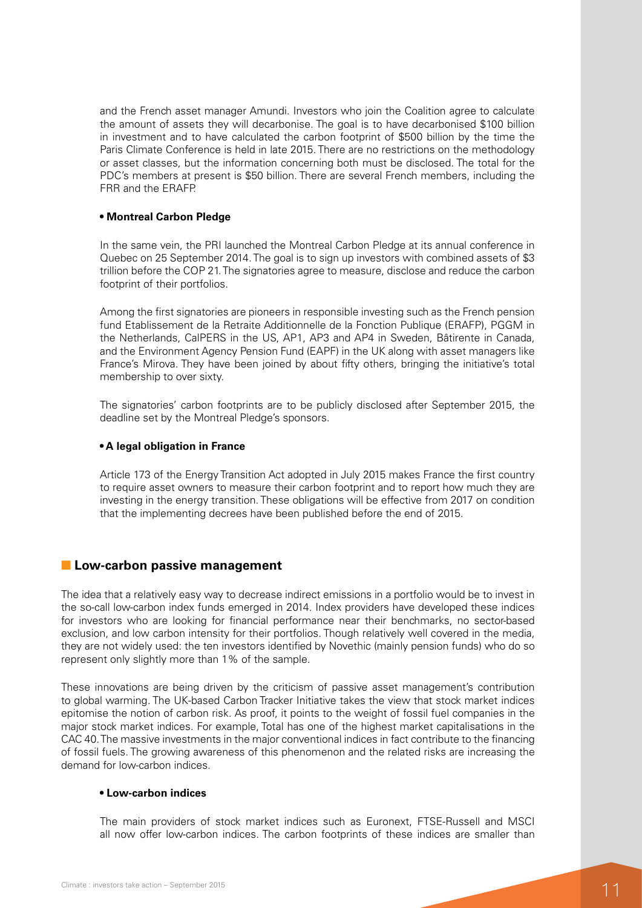and the French asset manager Amundi. Investors who join the Coalition agree to calculate the amount of assets they will decarbonise. The goal is to have decarbonised $100 billion in investment and to have calculated the carbon footprint of $500 billion by the time the Paris Climate Conference is held in late 2015. There are no restrictions on the methodology or asset classes, but the information concerning both must be disclosed. The total for the PDC's members at present is $50 billion. There are several French members, including the FRR and the ERAFP.

- **Montreal Carbon Pledge**

In the same vein, the PRI launched the Montreal Carbon Pledge at its annual conference in Quebec on 25 September 2014. The goal is to sign up investors with combined assets of $3 trillion before the COP 21. The signatories agree to measure, disclose and reduce the carbon footprint of their portfolios.

Among the first signatories are pioneers in responsible investing such as the French pension fund Etablissement de la Retraite Additionnelle de la Fonction Publique (ERAFP), PGGM in the Netherlands, CalPERS in the US, AP1, AP3 and AP4 in Sweden, Bâtirente in Canada, and the Environment Agency Pension Fund (EAPF) in the UK along with asset managers like France's Mirova. They have been joined by about fifty others, bringing the initiative's total membership to over sixty.

The signatories' carbon footprints are to be publicly disclosed after September 2015, the deadline set by the Montreal Pledge's sponsors.

- **A legal obligation in France**

Article 173 of the Energy Transition Act adopted in July 2015 makes France the first country to require asset owners to measure their carbon footprint and to report how much they are investing in the energy transition. These obligations will be effective from 2017 on condition that the implementing decrees have been published before the end of 2015.

## Low-carbon passive management

The idea that a relatively easy way to decrease indirect emissions in a portfolio would be to invest in the so-call low-carbon index funds emerged in 2014. Index providers have developed these indices for investors who are looking for financial performance near their benchmarks, no sector-based exclusion, and low carbon intensity for their portfolios. Though relatively well covered in the media, they are not widely used: the ten investors identified by Novethic (mainly pension funds) who do so represent only slightly more than 1% of the sample.

These innovations are being driven by the criticism of passive asset management's contribution to global warming. The UK-based Carbon Tracker Initiative takes the view that stock market indices epitomise the notion of carbon risk. As proof, it points to the weight of fossil fuel companies in the major stock market indices. For example, Total has one of the highest market capitalisations in the CAC 40. The massive investments in the major conventional indices in fact contribute to the financing of fossil fuels. The growing awareness of this phenomenon and the related risks are increasing the demand for low-carbon indices.

- **Low-carbon indices**

The main providers of stock market indices such as Euronext, FTSE-Russell and MSCI all now offer low-carbon indices. The carbon footprints of these indices are smaller than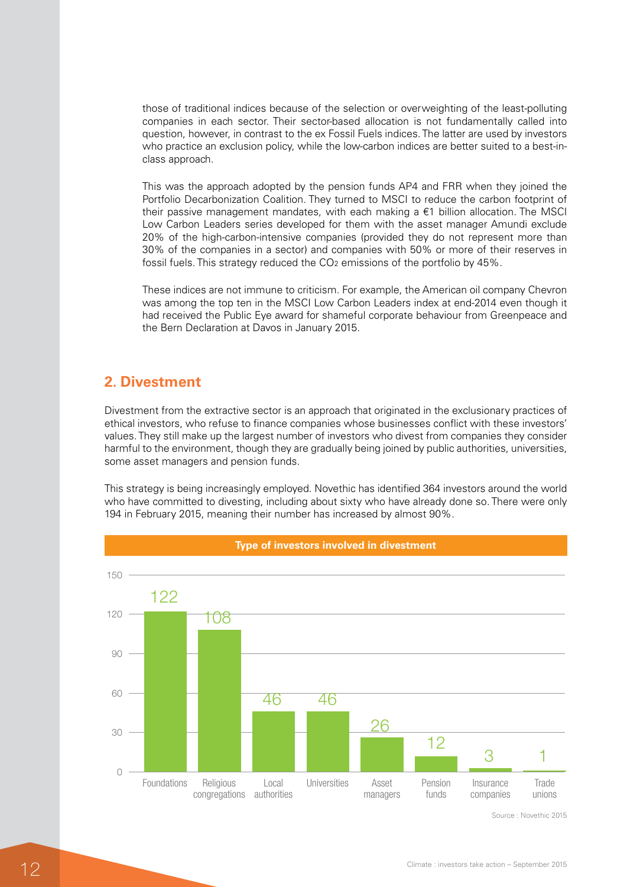those of traditional indices because of the selection or overweighting of the least-polluting companies in each sector. Their sector-based allocation is not fundamentally called into question, however, in contrast to the ex Fossil Fuels indices. The latter are used by investors who practice an exclusion policy, while the low-carbon indices are better suited to a best-in-class approach.

This was the approach adopted by the pension funds AP4 and FRR when they joined the Portfolio Decarbonization Coalition. They turned to MSCI to reduce the carbon footprint of their passive management mandates, with each making a €1 billion allocation. The MSCI Low Carbon Leaders series developed for them with the asset manager Amundi exclude 20% of the high-carbon-intensive companies (provided they do not represent more than 30% of the companies in a sector) and companies with 50% or more of their reserves in fossil fuels. This strategy reduced the $CO_2$ emissions of the portfolio by 45%.

These indices are not immune to criticism. For example, the American oil company Chevron was among the top ten in the MSCI Low Carbon Leaders index at end-2014 even though it had received the Public Eye award for shameful corporate behaviour from Greenpeace and the Bern Declaration at Davos in January 2015.

## 2. Divestment

Divestment from the extractive sector is an approach that originated in the exclusionary practices of ethical investors, who refuse to finance companies whose businesses conflict with these investors' values. They still make up the largest number of investors who divest from companies they consider harmful to the environment, though they are gradually being joined by public authorities, universities, some asset managers and pension funds.

This strategy is being increasingly employed. Novethic has identified 364 investors around the world who have committed to divesting, including about sixty who have already done so. There were only 194 in February 2015, meaning their number has increased by almost 90%.

**Type of investors involved in divestment**

| Type of investor | Number |
|---|---|
| Foundations | 122 |
| Religious congregations | 108 |
| Local authorities | 46 |
| Universities | 46 |
| Asset managers | 26 |
| Pension funds | 12 |
| Insurance companies | 3 |
| Trade unions | 1 |

Source : Novethic 2015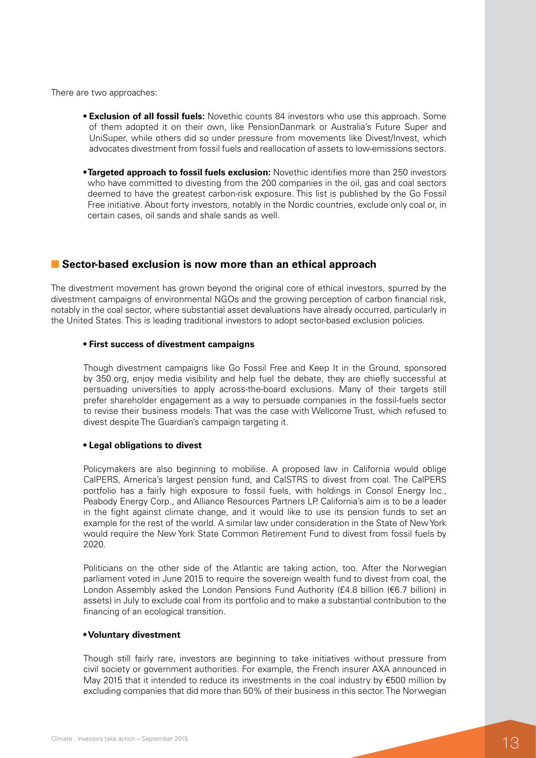There are two approaches:

- **Exclusion of all fossil fuels:** Novethic counts 84 investors who use this approach. Some of them adopted it on their own, like PensionDanmark or Australia's Future Super and UniSuper, while others did so under pressure from movements like Divest/Invest, which advocates divestment from fossil fuels and reallocation of assets to low-emissions sectors.

- **Targeted approach to fossil fuels exclusion:** Novethic identifies more than 250 investors who have committed to divesting from the 200 companies in the oil, gas and coal sectors deemed to have the greatest carbon-risk exposure. This list is published by the Go Fossil Free initiative. About forty investors, notably in the Nordic countries, exclude only coal or, in certain cases, oil sands and shale sands as well.

## Sector-based exclusion is now more than an ethical approach

The divestment movement has grown beyond the original core of ethical investors, spurred by the divestment campaigns of environmental NGOs and the growing perception of carbon financial risk, notably in the coal sector, where substantial asset devaluations have already occurred, particularly in the United States. This is leading traditional investors to adopt sector-based exclusion policies.

- **First success of divestment campaigns**

Though divestment campaigns like Go Fossil Free and Keep It in the Ground, sponsored by 350.org, enjoy media visibility and help fuel the debate, they are chiefly successful at persuading universities to apply across-the-board exclusions. Many of their targets still prefer shareholder engagement as a way to persuade companies in the fossil-fuels sector to revise their business models. That was the case with Wellcome Trust, which refused to divest despite The Guardian's campaign targeting it.

- **Legal obligations to divest**

Policymakers are also beginning to mobilise. A proposed law in California would oblige CalPERS, America's largest pension fund, and CalSTRS to divest from coal. The CalPERS portfolio has a fairly high exposure to fossil fuels, with holdings in Consol Energy Inc., Peabody Energy Corp., and Alliance Resources Partners LP. California's aim is to be a leader in the fight against climate change, and it would like to use its pension funds to set an example for the rest of the world. A similar law under consideration in the State of New York would require the New York State Common Retirement Fund to divest from fossil fuels by 2020.

Politicians on the other side of the Atlantic are taking action, too. After the Norwegian parliament voted in June 2015 to require the sovereign wealth fund to divest from coal, the London Assembly asked the London Pensions Fund Authority (£4.8 billion (€6.7 billion) in assets) in July to exclude coal from its portfolio and to make a substantial contribution to the financing of an ecological transition.

- **Voluntary divestment**

Though still fairly rare, investors are beginning to take initiatives without pressure from civil society or government authorities. For example, the French insurer AXA announced in May 2015 that it intended to reduce its investments in the coal industry by €500 million by excluding companies that did more than 50% of their business in this sector. The Norwegian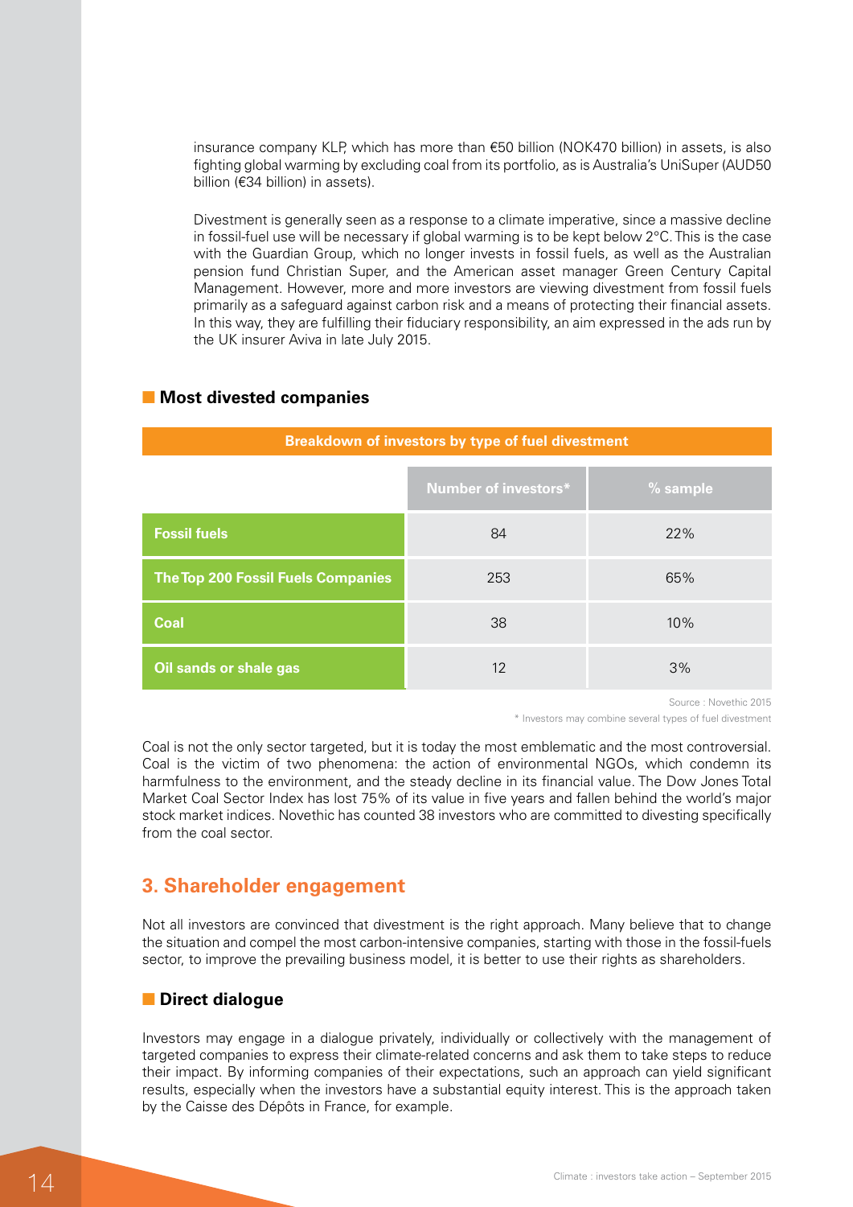insurance company KLP, which has more than €50 billion (NOK470 billion) in assets, is also fighting global warming by excluding coal from its portfolio, as is Australia's UniSuper (AUD50 billion (€34 billion) in assets).

Divestment is generally seen as a response to a climate imperative, since a massive decline in fossil-fuel use will be necessary if global warming is to be kept below 2°C. This is the case with the Guardian Group, which no longer invests in fossil fuels, as well as the Australian pension fund Christian Super, and the American asset manager Green Century Capital Management. However, more and more investors are viewing divestment from fossil fuels primarily as a safeguard against carbon risk and a means of protecting their financial assets. In this way, they are fulfilling their fiduciary responsibility, an aim expressed in the ads run by the UK insurer Aviva in late July 2015.

### Most divested companies

**Breakdown of investors by type of fuel divestment**

| | Number of investors* | % sample |
|---|---|---|
| **Fossil fuels** | 84 | 22% |
| **The Top 200 Fossil Fuels Companies** | 253 | 65% |
| **Coal** | 38 | 10% |
| **Oil sands or shale gas** | 12 | 3% |

Source : Novethic 2015

\* Investors may combine several types of fuel divestment

Coal is not the only sector targeted, but it is today the most emblematic and the most controversial. Coal is the victim of two phenomena: the action of environmental NGOs, which condemn its harmfulness to the environment, and the steady decline in its financial value. The Dow Jones Total Market Coal Sector Index has lost 75% of its value in five years and fallen behind the world's major stock market indices. Novethic has counted 38 investors who are committed to divesting specifically from the coal sector.

## 3. Shareholder engagement

Not all investors are convinced that divestment is the right approach. Many believe that to change the situation and compel the most carbon-intensive companies, starting with those in the fossil-fuels sector, to improve the prevailing business model, it is better to use their rights as shareholders.

### Direct dialogue

Investors may engage in a dialogue privately, individually or collectively with the management of targeted companies to express their climate-related concerns and ask them to take steps to reduce their impact. By informing companies of their expectations, such an approach can yield significant results, especially when the investors have a substantial equity interest. This is the approach taken by the Caisse des Dépôts in France, for example.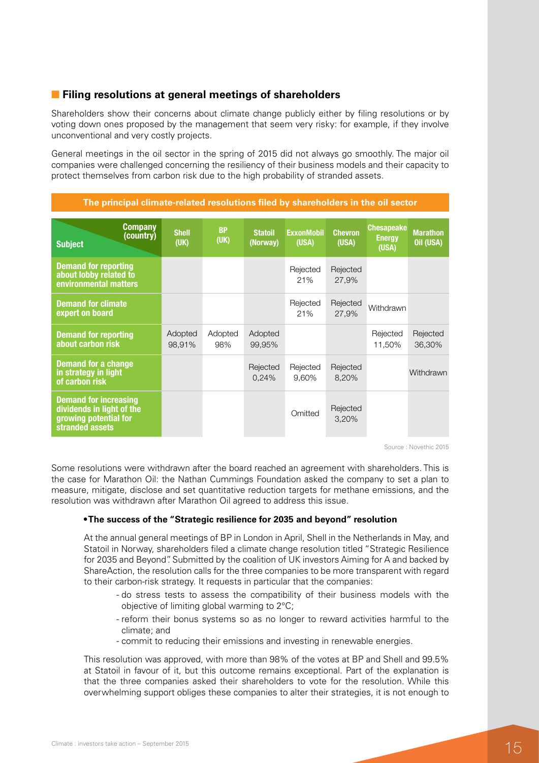## Filing resolutions at general meetings of shareholders

Shareholders show their concerns about climate change publicly either by filing resolutions or by voting down ones proposed by the management that seem very risky: for example, if they involve unconventional and very costly projects.

General meetings in the oil sector in the spring of 2015 did not always go smoothly. The major oil companies were challenged concerning the resiliency of their business models and their capacity to protect themselves from carbon risk due to the high probability of stranded assets.

**The principal climate-related resolutions filed by shareholders in the oil sector**

| Subject / Company (country) | Shell (UK) | BP (UK) | Statoil (Norway) | ExxonMobil (USA) | Chevron (USA) | Chesapeake Energy (USA) | Marathon Oil (USA) |
|---|---|---|---|---|---|---|---|
| Demand for reporting about lobby related to environmental matters | | | | Rejected 21% | Rejected 27,9% | | |
| Demand for climate expert on board | | | | Rejected 21% | Rejected 27,9% | Withdrawn | |
| Demand for reporting about carbon risk | Adopted 98,91% | Adopted 98% | Adopted 99,95% | | | Rejected 11,50% | Rejected 36,30% |
| Demand for a change in strategy in light of carbon risk | | | Rejected 0,24% | Rejected 9,60% | Rejected 8,20% | | Withdrawn |
| Demand for increasing dividends in light of the growing potential for stranded assets | | | | Omitted | Rejected 3,20% | | |

Source : Novethic 2015

Some resolutions were withdrawn after the board reached an agreement with shareholders. This is the case for Marathon Oil: the Nathan Cummings Foundation asked the company to set a plan to measure, mitigate, disclose and set quantitative reduction targets for methane emissions, and the resolution was withdrawn after Marathon Oil agreed to address this issue.

- **The success of the "Strategic resilience for 2035 and beyond" resolution**

At the annual general meetings of BP in London in April, Shell in the Netherlands in May, and Statoil in Norway, shareholders filed a climate change resolution titled "Strategic Resilience for 2035 and Beyond". Submitted by the coalition of UK investors Aiming for A and backed by ShareAction, the resolution calls for the three companies to be more transparent with regard to their carbon-risk strategy. It requests in particular that the companies:

- do stress tests to assess the compatibility of their business models with the objective of limiting global warming to 2°C;
- reform their bonus systems so as no longer to reward activities harmful to the climate; and
- commit to reducing their emissions and investing in renewable energies.

This resolution was approved, with more than 98% of the votes at BP and Shell and 99.5% at Statoil in favour of it, but this outcome remains exceptional. Part of the explanation is that the three companies asked their shareholders to vote for the resolution. While this overwhelming support obliges these companies to alter their strategies, it is not enough to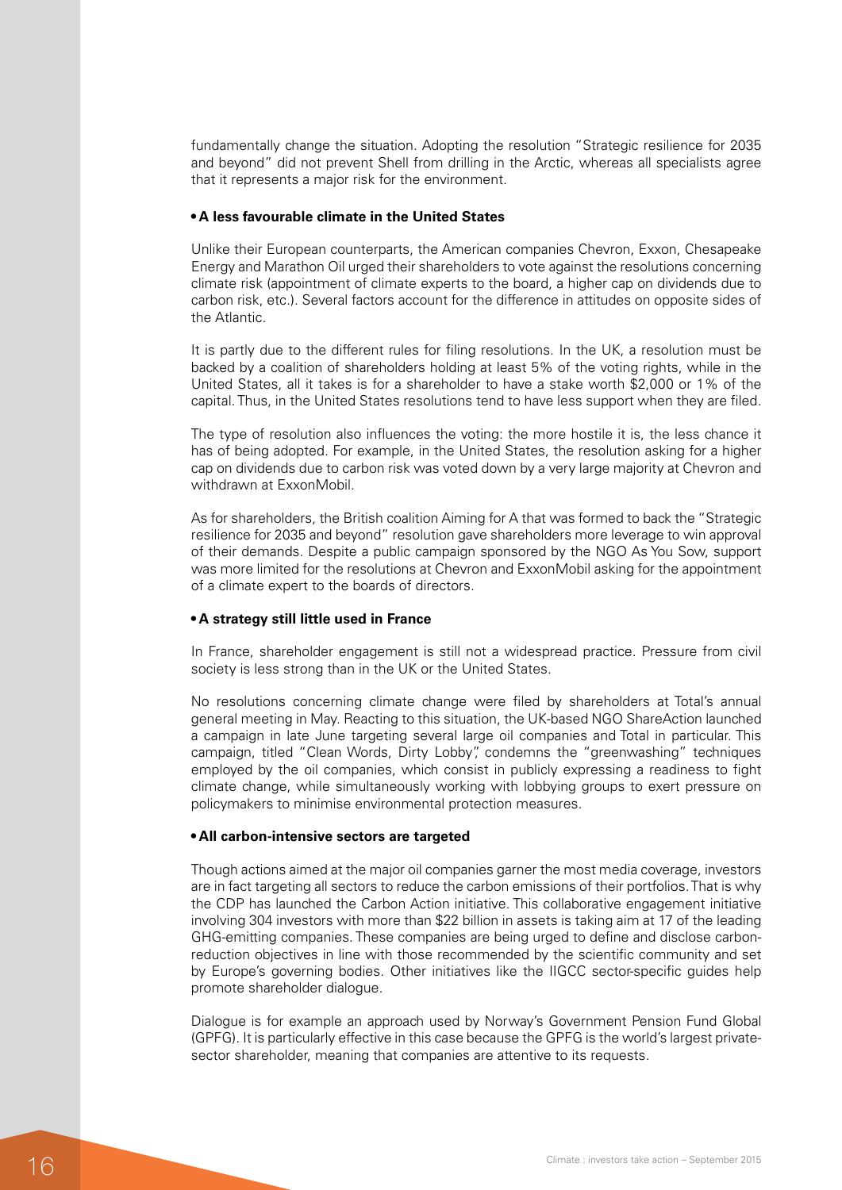fundamentally change the situation. Adopting the resolution "Strategic resilience for 2035 and beyond" did not prevent Shell from drilling in the Arctic, whereas all specialists agree that it represents a major risk for the environment.

- **A less favourable climate in the United States**

Unlike their European counterparts, the American companies Chevron, Exxon, Chesapeake Energy and Marathon Oil urged their shareholders to vote against the resolutions concerning climate risk (appointment of climate experts to the board, a higher cap on dividends due to carbon risk, etc.). Several factors account for the difference in attitudes on opposite sides of the Atlantic.

It is partly due to the different rules for filing resolutions. In the UK, a resolution must be backed by a coalition of shareholders holding at least 5% of the voting rights, while in the United States, all it takes is for a shareholder to have a stake worth $2,000 or 1% of the capital. Thus, in the United States resolutions tend to have less support when they are filed.

The type of resolution also influences the voting: the more hostile it is, the less chance it has of being adopted. For example, in the United States, the resolution asking for a higher cap on dividends due to carbon risk was voted down by a very large majority at Chevron and withdrawn at ExxonMobil.

As for shareholders, the British coalition Aiming for A that was formed to back the "Strategic resilience for 2035 and beyond" resolution gave shareholders more leverage to win approval of their demands. Despite a public campaign sponsored by the NGO As You Sow, support was more limited for the resolutions at Chevron and ExxonMobil asking for the appointment of a climate expert to the boards of directors.

- **A strategy still little used in France**

In France, shareholder engagement is still not a widespread practice. Pressure from civil society is less strong than in the UK or the United States.

No resolutions concerning climate change were filed by shareholders at Total's annual general meeting in May. Reacting to this situation, the UK-based NGO ShareAction launched a campaign in late June targeting several large oil companies and Total in particular. This campaign, titled "Clean Words, Dirty Lobby", condemns the "greenwashing" techniques employed by the oil companies, which consist in publicly expressing a readiness to fight climate change, while simultaneously working with lobbying groups to exert pressure on policymakers to minimise environmental protection measures.

- **All carbon-intensive sectors are targeted**

Though actions aimed at the major oil companies garner the most media coverage, investors are in fact targeting all sectors to reduce the carbon emissions of their portfolios. That is why the CDP has launched the Carbon Action initiative. This collaborative engagement initiative involving 304 investors with more than $22 billion in assets is taking aim at 17 of the leading GHG-emitting companies. These companies are being urged to define and disclose carbon-reduction objectives in line with those recommended by the scientific community and set by Europe's governing bodies. Other initiatives like the IIGCC sector-specific guides help promote shareholder dialogue.

Dialogue is for example an approach used by Norway's Government Pension Fund Global (GPFG). It is particularly effective in this case because the GPFG is the world's largest private-sector shareholder, meaning that companies are attentive to its requests.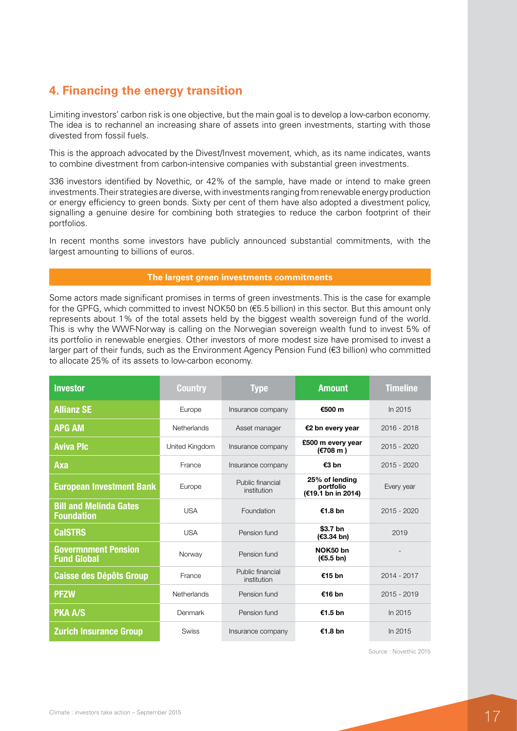## 4. Financing the energy transition

Limiting investors' carbon risk is one objective, but the main goal is to develop a low-carbon economy. The idea is to rechannel an increasing share of assets into green investments, starting with those divested from fossil fuels.

This is the approach advocated by the Divest/Invest movement, which, as its name indicates, wants to combine divestment from carbon-intensive companies with substantial green investments.

336 investors identified by Novethic, or 42% of the sample, have made or intend to make green investments. Their strategies are diverse, with investments ranging from renewable energy production or energy efficiency to green bonds. Sixty per cent of them have also adopted a divestment policy, signalling a genuine desire for combining both strategies to reduce the carbon footprint of their portfolios.

In recent months some investors have publicly announced substantial commitments, with the largest amounting to billions of euros.

**The largest green investments commitments**

Some actors made significant promises in terms of green investments. This is the case for example for the GPFG, which committed to invest NOK50 bn (€5.5 billion) in this sector. But this amount only represents about 1% of the total assets held by the biggest wealth sovereign fund of the world. This is why the WWF-Norway is calling on the Norwegian sovereign wealth fund to invest 5% of its portfolio in renewable energies. Other investors of more modest size have promised to invest a larger part of their funds, such as the Environment Agency Pension Fund (€3 billion) who committed to allocate 25% of its assets to low-carbon economy.

| Investor | Country | Type | Amount | Timeline |
|---|---|---|---|---|
| **Allianz SE** | Europe | Insurance company | **€500 m** | In 2015 |
| **APG AM** | Netherlands | Asset manager | **€2 bn every year** | 2016 - 2018 |
| **Aviva Plc** | United Kingdom | Insurance company | **£500 m every year (€708 m )** | 2015 - 2020 |
| **Axa** | France | Insurance company | **€3 bn** | 2015 - 2020 |
| **European Investment Bank** | Europe | Public financial institution | **25% of lending portfolio (€19.1 bn in 2014)** | Every year |
| **Bill and Melinda Gates Foundation** | USA | Foundation | **€1.8 bn** | 2015 - 2020 |
| **CalSTRS** | USA | Pension fund | **$3.7 bn (€3.34 bn)** | 2019 |
| **Govermnment Pension Fund Global** | Norway | Pension fund | **NOK50 bn (€5.5 bn)** | - |
| **Caisse des Dépôts Group** | France | Public financial institution | **€15 bn** | 2014 - 2017 |
| **PFZW** | Netherlands | Pension fund | **€16 bn** | 2015 - 2019 |
| **PKA A/S** | Denmark | Pension fund | **€1.5 bn** | In 2015 |
| **Zurich Insurance Group** | Swiss | Insurance company | **€1.8 bn** | In 2015 |

Source : Novethic 2015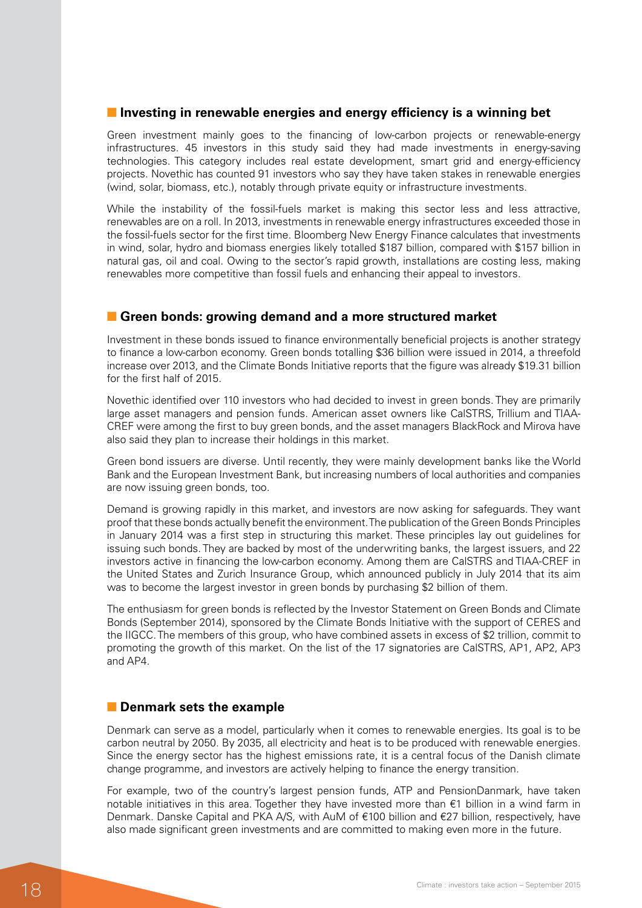## Investing in renewable energies and energy efficiency is a winning bet

Green investment mainly goes to the financing of low-carbon projects or renewable-energy infrastructures. 45 investors in this study said they had made investments in energy-saving technologies. This category includes real estate development, smart grid and energy-efficiency projects. Novethic has counted 91 investors who say they have taken stakes in renewable energies (wind, solar, biomass, etc.), notably through private equity or infrastructure investments.

While the instability of the fossil-fuels market is making this sector less and less attractive, renewables are on a roll. In 2013, investments in renewable energy infrastructures exceeded those in the fossil-fuels sector for the first time. Bloomberg New Energy Finance calculates that investments in wind, solar, hydro and biomass energies likely totalled \$187 billion, compared with \$157 billion in natural gas, oil and coal. Owing to the sector's rapid growth, installations are costing less, making renewables more competitive than fossil fuels and enhancing their appeal to investors.

## Green bonds: growing demand and a more structured market

Investment in these bonds issued to finance environmentally beneficial projects is another strategy to finance a low-carbon economy. Green bonds totalling \$36 billion were issued in 2014, a threefold increase over 2013, and the Climate Bonds Initiative reports that the figure was already \$19.31 billion for the first half of 2015.

Novethic identified over 110 investors who had decided to invest in green bonds. They are primarily large asset managers and pension funds. American asset owners like CalSTRS, Trillium and TIAA-CREF were among the first to buy green bonds, and the asset managers BlackRock and Mirova have also said they plan to increase their holdings in this market.

Green bond issuers are diverse. Until recently, they were mainly development banks like the World Bank and the European Investment Bank, but increasing numbers of local authorities and companies are now issuing green bonds, too.

Demand is growing rapidly in this market, and investors are now asking for safeguards. They want proof that these bonds actually benefit the environment. The publication of the Green Bonds Principles in January 2014 was a first step in structuring this market. These principles lay out guidelines for issuing such bonds. They are backed by most of the underwriting banks, the largest issuers, and 22 investors active in financing the low-carbon economy. Among them are CalSTRS and TIAA-CREF in the United States and Zurich Insurance Group, which announced publicly in July 2014 that its aim was to become the largest investor in green bonds by purchasing \$2 billion of them.

The enthusiasm for green bonds is reflected by the Investor Statement on Green Bonds and Climate Bonds (September 2014), sponsored by the Climate Bonds Initiative with the support of CERES and the IIGCC. The members of this group, who have combined assets in excess of \$2 trillion, commit to promoting the growth of this market. On the list of the 17 signatories are CalSTRS, AP1, AP2, AP3 and AP4.

## Denmark sets the example

Denmark can serve as a model, particularly when it comes to renewable energies. Its goal is to be carbon neutral by 2050. By 2035, all electricity and heat is to be produced with renewable energies. Since the energy sector has the highest emissions rate, it is a central focus of the Danish climate change programme, and investors are actively helping to finance the energy transition.

For example, two of the country's largest pension funds, ATP and PensionDanmark, have taken notable initiatives in this area. Together they have invested more than €1 billion in a wind farm in Denmark. Danske Capital and PKA A/S, with AuM of €100 billion and €27 billion, respectively, have also made significant green investments and are committed to making even more in the future.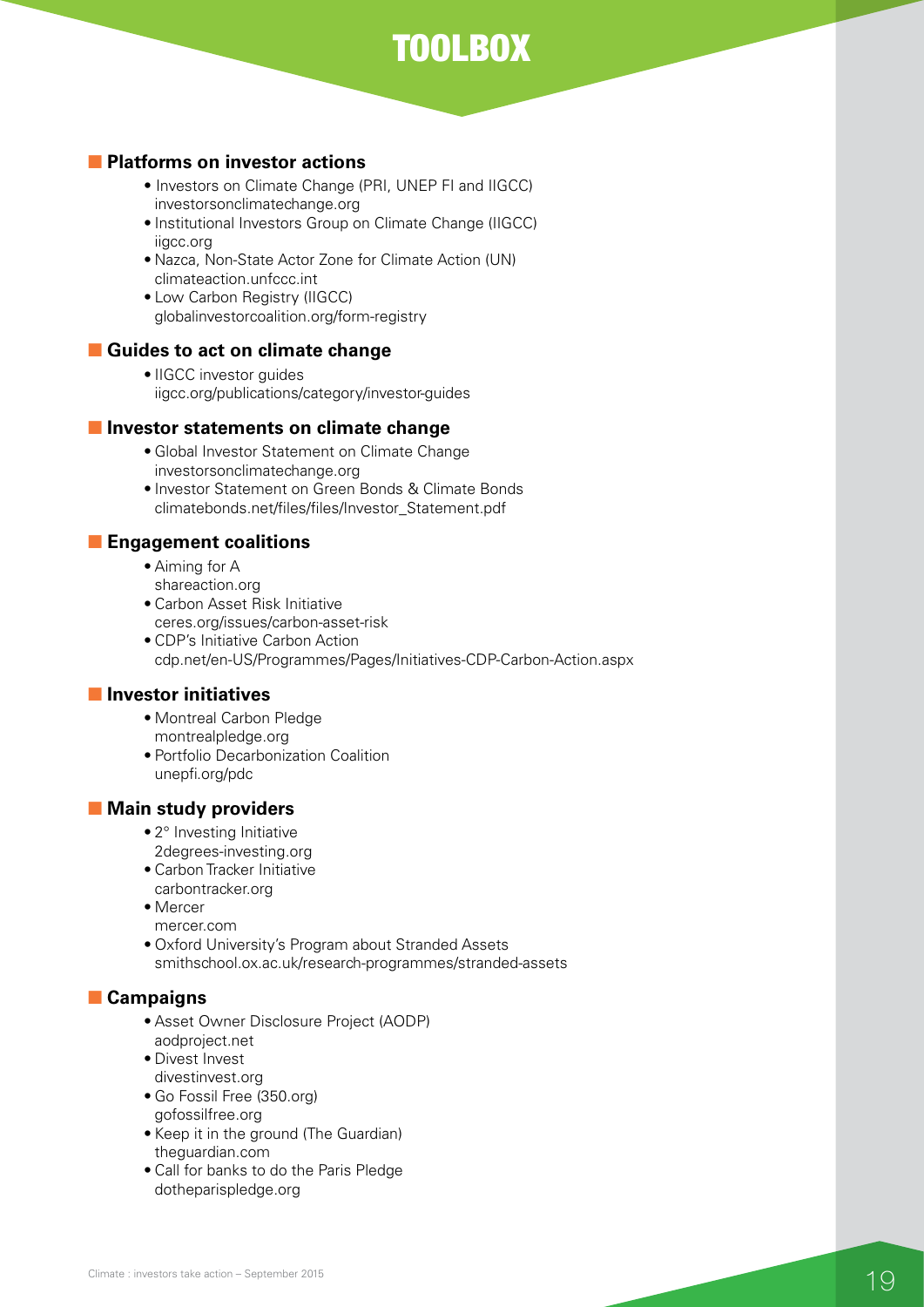# TOOLBOX

## Platforms on investor actions

- Investors on Climate Change (PRI, UNEP FI and IIGCC)
  investorsonclimatechange.org
- Institutional Investors Group on Climate Change (IIGCC)
  iigcc.org
- Nazca, Non-State Actor Zone for Climate Action (UN)
  climateaction.unfccc.int
- Low Carbon Registry (IIGCC)
  globalinvestorcoalition.org/form-registry

## Guides to act on climate change

- IIGCC investor guides
  iigcc.org/publications/category/investor-guides

## Investor statements on climate change

- Global Investor Statement on Climate Change
  investorsonclimatechange.org
- Investor Statement on Green Bonds & Climate Bonds
  climatebonds.net/files/files/Investor_Statement.pdf

## Engagement coalitions

- Aiming for A
  shareaction.org
- Carbon Asset Risk Initiative
  ceres.org/issues/carbon-asset-risk
- CDP's Initiative Carbon Action
  cdp.net/en-US/Programmes/Pages/Initiatives-CDP-Carbon-Action.aspx

## Investor initiatives

- Montreal Carbon Pledge
  montrealpledge.org
- Portfolio Decarbonization Coalition
  unepfi.org/pdc

## Main study providers

- 2° Investing Initiative
  2degrees-investing.org
- Carbon Tracker Initiative
  carbontracker.org
- Mercer
  mercer.com
- Oxford University's Program about Stranded Assets
  smithschool.ox.ac.uk/research-programmes/stranded-assets

## Campaigns

- Asset Owner Disclosure Project (AODP)
  aodproject.net
- Divest Invest
  divestinvest.org
- Go Fossil Free (350.org)
  gofossilfree.org
- Keep it in the ground (The Guardian)
  theguardian.com
- Call for banks to do the Paris Pledge
  dotheparispledge.org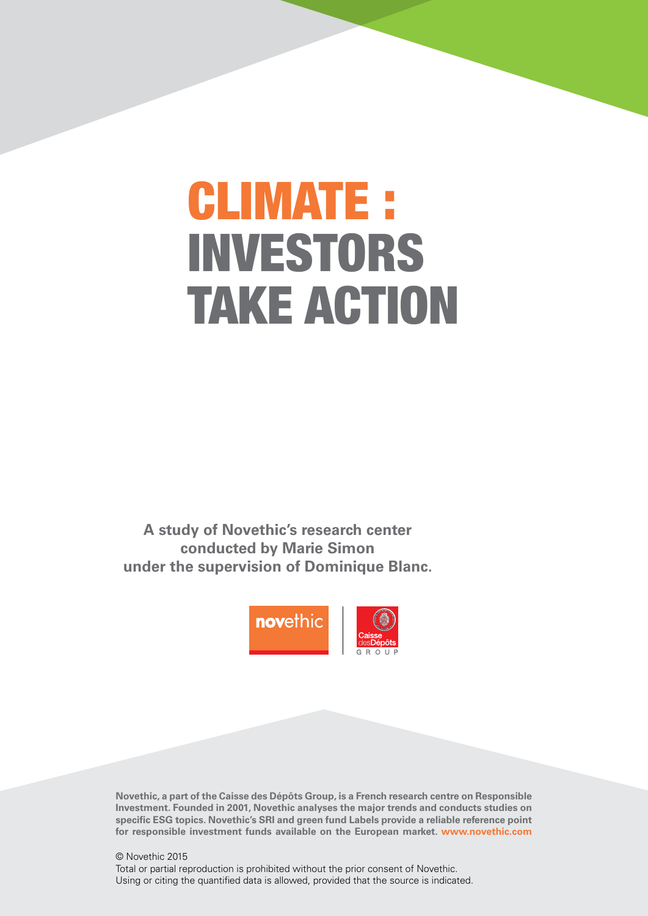# CLIMATE : INVESTORS TAKE ACTION

**A study of Novethic's research center conducted by Marie Simon under the supervision of Dominique Blanc.**

**Novethic, a part of the Caisse des Dépôts Group, is a French research centre on Responsible Investment. Founded in 2001, Novethic analyses the major trends and conducts studies on specific ESG topics. Novethic's SRI and green fund Labels provide a reliable reference point for responsible investment funds available on the European market. www.novethic.com**

© Novethic 2015

Total or partial reproduction is prohibited without the prior consent of Novethic.
Using or citing the quantified data is allowed, provided that the source is indicated.